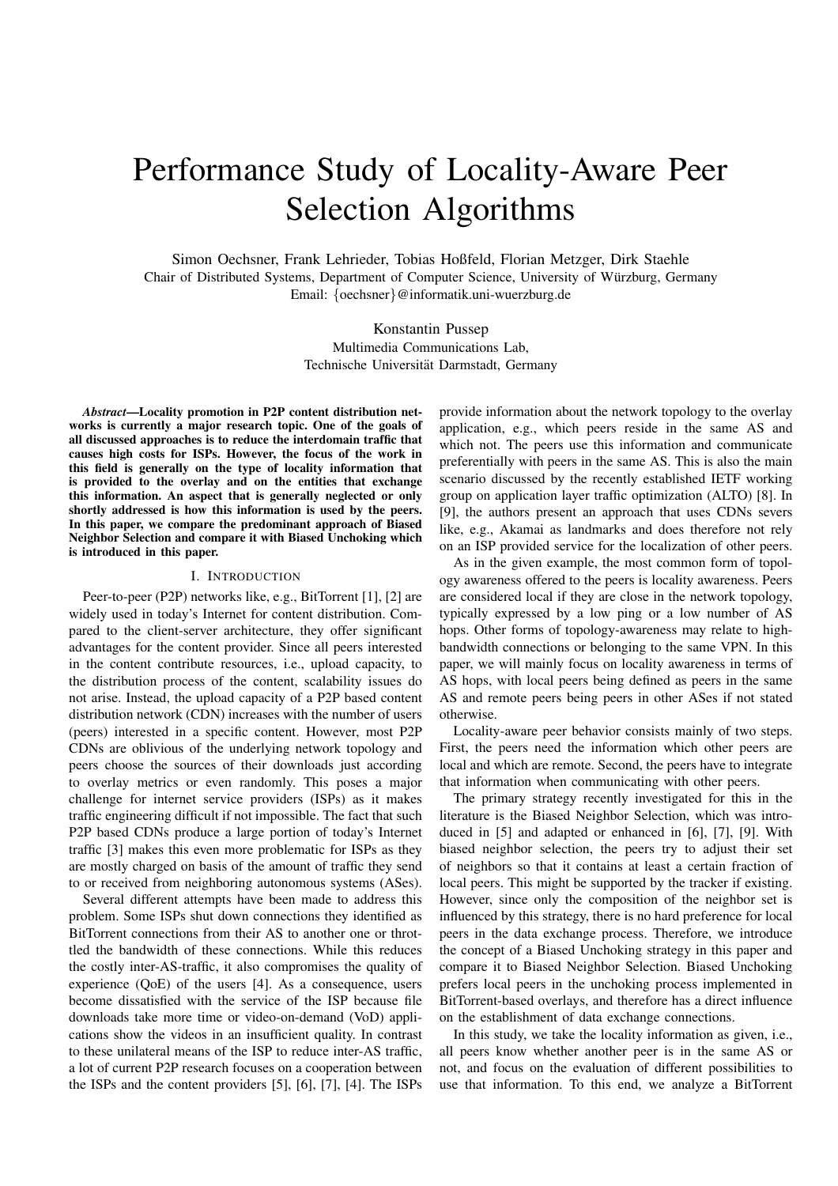# Performance Study of Locality-Aware Peer Selection Algorithms

Simon Oechsner, Frank Lehrieder, Tobias Hoßfeld, Florian Metzger, Dirk Staehle
Chair of Distributed Systems, Department of Computer Science, University of Würzburg, Germany
Email: {oechsner}@informatik.uni-wuerzburg.de

Konstantin Pussep
Multimedia Communications Lab,
Technische Universität Darmstadt, Germany

***Abstract*—Locality promotion in P2P content distribution networks is currently a major research topic. One of the goals of all discussed approaches is to reduce the interdomain traffic that causes high costs for ISPs. However, the focus of the work in this field is generally on the type of locality information that is provided to the overlay and on the entities that exchange this information. An aspect that is generally neglected or only shortly addressed is how this information is used by the peers. In this paper, we compare the predominant approach of Biased Neighbor Selection and compare it with Biased Unchoking which is introduced in this paper.**

## I. Introduction

Peer-to-peer (P2P) networks like, e.g., BitTorrent [1], [2] are widely used in today's Internet for content distribution. Compared to the client-server architecture, they offer significant advantages for the content provider. Since all peers interested in the content contribute resources, i.e., upload capacity, to the distribution process of the content, scalability issues do not arise. Instead, the upload capacity of a P2P based content distribution network (CDN) increases with the number of users (peers) interested in a specific content. However, most P2P CDNs are oblivious of the underlying network topology and peers choose the sources of their downloads just according to overlay metrics or even randomly. This poses a major challenge for internet service providers (ISPs) as it makes traffic engineering difficult if not impossible. The fact that such P2P based CDNs produce a large portion of today's Internet traffic [3] makes this even more problematic for ISPs as they are mostly charged on basis of the amount of traffic they send to or received from neighboring autonomous systems (ASes).

Several different attempts have been made to address this problem. Some ISPs shut down connections they identified as BitTorrent connections from their AS to another one or throttled the bandwidth of these connections. While this reduces the costly inter-AS-traffic, it also compromises the quality of experience (QoE) of the users [4]. As a consequence, users become dissatisfied with the service of the ISP because file downloads take more time or video-on-demand (VoD) applications show the videos in an insufficient quality. In contrast to these unilateral means of the ISP to reduce inter-AS traffic, a lot of current P2P research focuses on a cooperation between the ISPs and the content providers [5], [6], [7], [4]. The ISPs provide information about the network topology to the overlay application, e.g., which peers reside in the same AS and which not. The peers use this information and communicate preferentially with peers in the same AS. This is also the main scenario discussed by the recently established IETF working group on application layer traffic optimization (ALTO) [8]. In [9], the authors present an approach that uses CDNs severs like, e.g., Akamai as landmarks and does therefore not rely on an ISP provided service for the localization of other peers.

As in the given example, the most common form of topology awareness offered to the peers is locality awareness. Peers are considered local if they are close in the network topology, typically expressed by a low ping or a low number of AS hops. Other forms of topology-awareness may relate to high-bandwidth connections or belonging to the same VPN. In this paper, we will mainly focus on locality awareness in terms of AS hops, with local peers being defined as peers in the same AS and remote peers being peers in other ASes if not stated otherwise.

Locality-aware peer behavior consists mainly of two steps. First, the peers need the information which other peers are local and which are remote. Second, the peers have to integrate that information when communicating with other peers.

The primary strategy recently investigated for this in the literature is the Biased Neighbor Selection, which was introduced in [5] and adapted or enhanced in [6], [7], [9]. With biased neighbor selection, the peers try to adjust their set of neighbors so that it contains at least a certain fraction of local peers. This might be supported by the tracker if existing. However, since only the composition of the neighbor set is influenced by this strategy, there is no hard preference for local peers in the data exchange process. Therefore, we introduce the concept of a Biased Unchoking strategy in this paper and compare it to Biased Neighbor Selection. Biased Unchoking prefers local peers in the unchoking process implemented in BitTorrent-based overlays, and therefore has a direct influence on the establishment of data exchange connections.

In this study, we take the locality information as given, i.e., all peers know whether another peer is in the same AS or not, and focus on the evaluation of different possibilities to use that information. To this end, we analyze a BitTorrent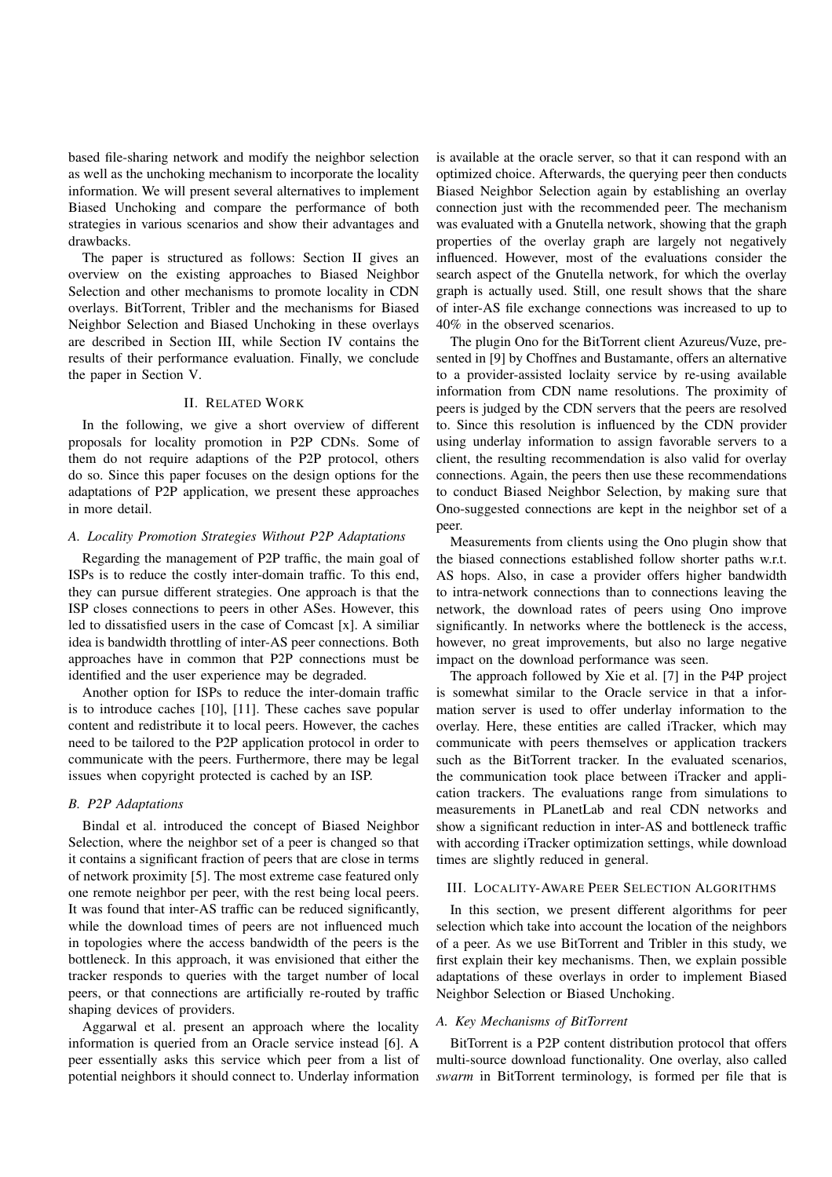based file-sharing network and modify the neighbor selection as well as the unchoking mechanism to incorporate the locality information. We will present several alternatives to implement Biased Unchoking and compare the performance of both strategies in various scenarios and show their advantages and drawbacks.

The paper is structured as follows: Section II gives an overview on the existing approaches to Biased Neighbor Selection and other mechanisms to promote locality in CDN overlays. BitTorrent, Tribler and the mechanisms for Biased Neighbor Selection and Biased Unchoking in these overlays are described in Section III, while Section IV contains the results of their performance evaluation. Finally, we conclude the paper in Section V.

## II. Related Work

In the following, we give a short overview of different proposals for locality promotion in P2P CDNs. Some of them do not require adaptions of the P2P protocol, others do so. Since this paper focuses on the design options for the adaptations of P2P application, we present these approaches in more detail.

### A. Locality Promotion Strategies Without P2P Adaptations

Regarding the management of P2P traffic, the main goal of ISPs is to reduce the costly inter-domain traffic. To this end, they can pursue different strategies. One approach is that the ISP closes connections to peers in other ASes. However, this led to dissatisfied users in the case of Comcast [x]. A similiar idea is bandwidth throttling of inter-AS peer connections. Both approaches have in common that P2P connections must be identified and the user experience may be degraded.

Another option for ISPs to reduce the inter-domain traffic is to introduce caches [10], [11]. These caches save popular content and redistribute it to local peers. However, the caches need to be tailored to the P2P application protocol in order to communicate with the peers. Furthermore, there may be legal issues when copyright protected is cached by an ISP.

### B. P2P Adaptations

Bindal et al. introduced the concept of Biased Neighbor Selection, where the neighbor set of a peer is changed so that it contains a significant fraction of peers that are close in terms of network proximity [5]. The most extreme case featured only one remote neighbor per peer, with the rest being local peers. It was found that inter-AS traffic can be reduced significantly, while the download times of peers are not influenced much in topologies where the access bandwidth of the peers is the bottleneck. In this approach, it was envisioned that either the tracker responds to queries with the target number of local peers, or that connections are artificially re-routed by traffic shaping devices of providers.

Aggarwal et al. present an approach where the locality information is queried from an Oracle service instead [6]. A peer essentially asks this service which peer from a list of potential neighbors it should connect to. Underlay information is available at the oracle server, so that it can respond with an optimized choice. Afterwards, the querying peer then conducts Biased Neighbor Selection again by establishing an overlay connection just with the recommended peer. The mechanism was evaluated with a Gnutella network, showing that the graph properties of the overlay graph are largely not negatively influenced. However, most of the evaluations consider the search aspect of the Gnutella network, for which the overlay graph is actually used. Still, one result shows that the share of inter-AS file exchange connections was increased to up to 40% in the observed scenarios.

The plugin Ono for the BitTorrent client Azureus/Vuze, presented in [9] by Choffnes and Bustamante, offers an alternative to a provider-assisted loclaity service by re-using available information from CDN name resolutions. The proximity of peers is judged by the CDN servers that the peers are resolved to. Since this resolution is influenced by the CDN provider using underlay information to assign favorable servers to a client, the resulting recommendation is also valid for overlay connections. Again, the peers then use these recommendations to conduct Biased Neighbor Selection, by making sure that Ono-suggested connections are kept in the neighbor set of a peer.

Measurements from clients using the Ono plugin show that the biased connections established follow shorter paths w.r.t. AS hops. Also, in case a provider offers higher bandwidth to intra-network connections than to connections leaving the network, the download rates of peers using Ono improve significantly. In networks where the bottleneck is the access, however, no great improvements, but also no large negative impact on the download performance was seen.

The approach followed by Xie et al. [7] in the P4P project is somewhat similar to the Oracle service in that a information server is used to offer underlay information to the overlay. Here, these entities are called iTracker, which may communicate with peers themselves or application trackers such as the BitTorrent tracker. In the evaluated scenarios, the communication took place between iTracker and application trackers. The evaluations range from simulations to measurements in PLanetLab and real CDN networks and show a significant reduction in inter-AS and bottleneck traffic with according iTracker optimization settings, while download times are slightly reduced in general.

## III. Locality-Aware Peer Selection Algorithms

In this section, we present different algorithms for peer selection which take into account the location of the neighbors of a peer. As we use BitTorrent and Tribler in this study, we first explain their key mechanisms. Then, we explain possible adaptations of these overlays in order to implement Biased Neighbor Selection or Biased Unchoking.

### A. Key Mechanisms of BitTorrent

BitTorrent is a P2P content distribution protocol that offers multi-source download functionality. One overlay, also called *swarm* in BitTorrent terminology, is formed per file that is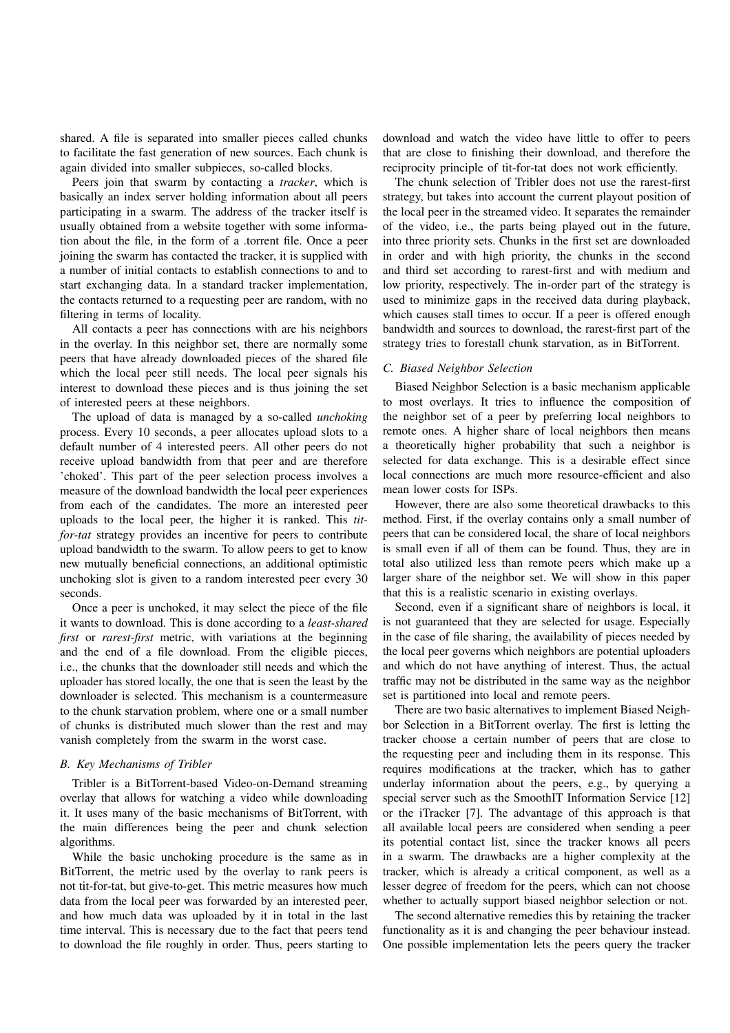shared. A file is separated into smaller pieces called chunks to facilitate the fast generation of new sources. Each chunk is again divided into smaller subpieces, so-called blocks.

Peers join that swarm by contacting a *tracker*, which is basically an index server holding information about all peers participating in a swarm. The address of the tracker itself is usually obtained from a website together with some information about the file, in the form of a .torrent file. Once a peer joining the swarm has contacted the tracker, it is supplied with a number of initial contacts to establish connections to and to start exchanging data. In a standard tracker implementation, the contacts returned to a requesting peer are random, with no filtering in terms of locality.

All contacts a peer has connections with are his neighbors in the overlay. In this neighbor set, there are normally some peers that have already downloaded pieces of the shared file which the local peer still needs. The local peer signals his interest to download these pieces and is thus joining the set of interested peers at these neighbors.

The upload of data is managed by a so-called *unchoking* process. Every 10 seconds, a peer allocates upload slots to a default number of 4 interested peers. All other peers do not receive upload bandwidth from that peer and are therefore 'choked'. This part of the peer selection process involves a measure of the download bandwidth the local peer experiences from each of the candidates. The more an interested peer uploads to the local peer, the higher it is ranked. This *tit-for-tat* strategy provides an incentive for peers to contribute upload bandwidth to the swarm. To allow peers to get to know new mutually beneficial connections, an additional optimistic unchoking slot is given to a random interested peer every 30 seconds.

Once a peer is unchoked, it may select the piece of the file it wants to download. This is done according to a *least-shared first* or *rarest-first* metric, with variations at the beginning and the end of a file download. From the eligible pieces, i.e., the chunks that the downloader still needs and which the uploader has stored locally, the one that is seen the least by the downloader is selected. This mechanism is a countermeasure to the chunk starvation problem, where one or a small number of chunks is distributed much slower than the rest and may vanish completely from the swarm in the worst case.

### B. Key Mechanisms of Tribler

Tribler is a BitTorrent-based Video-on-Demand streaming overlay that allows for watching a video while downloading it. It uses many of the basic mechanisms of BitTorrent, with the main differences being the peer and chunk selection algorithms.

While the basic unchoking procedure is the same as in BitTorrent, the metric used by the overlay to rank peers is not tit-for-tat, but give-to-get. This metric measures how much data from the local peer was forwarded by an interested peer, and how much data was uploaded by it in total in the last time interval. This is necessary due to the fact that peers tend to download the file roughly in order. Thus, peers starting to download and watch the video have little to offer to peers that are close to finishing their download, and therefore the reciprocity principle of tit-for-tat does not work efficiently.

The chunk selection of Tribler does not use the rarest-first strategy, but takes into account the current playout position of the local peer in the streamed video. It separates the remainder of the video, i.e., the parts being played out in the future, into three priority sets. Chunks in the first set are downloaded in order and with high priority, the chunks in the second and third set according to rarest-first and with medium and low priority, respectively. The in-order part of the strategy is used to minimize gaps in the received data during playback, which causes stall times to occur. If a peer is offered enough bandwidth and sources to download, the rarest-first part of the strategy tries to forestall chunk starvation, as in BitTorrent.

### C. Biased Neighbor Selection

Biased Neighbor Selection is a basic mechanism applicable to most overlays. It tries to influence the composition of the neighbor set of a peer by preferring local neighbors to remote ones. A higher share of local neighbors then means a theoretically higher probability that such a neighbor is selected for data exchange. This is a desirable effect since local connections are much more resource-efficient and also mean lower costs for ISPs.

However, there are also some theoretical drawbacks to this method. First, if the overlay contains only a small number of peers that can be considered local, the share of local neighbors is small even if all of them can be found. Thus, they are in total also utilized less than remote peers which make up a larger share of the neighbor set. We will show in this paper that this is a realistic scenario in existing overlays.

Second, even if a significant share of neighbors is local, it is not guaranteed that they are selected for usage. Especially in the case of file sharing, the availability of pieces needed by the local peer governs which neighbors are potential uploaders and which do not have anything of interest. Thus, the actual traffic may not be distributed in the same way as the neighbor set is partitioned into local and remote peers.

There are two basic alternatives to implement Biased Neighbor Selection in a BitTorrent overlay. The first is letting the tracker choose a certain number of peers that are close to the requesting peer and including them in its response. This requires modifications at the tracker, which has to gather underlay information about the peers, e.g., by querying a special server such as the SmoothIT Information Service [12] or the iTracker [7]. The advantage of this approach is that all available local peers are considered when sending a peer its potential contact list, since the tracker knows all peers in a swarm. The drawbacks are a higher complexity at the tracker, which is already a critical component, as well as a lesser degree of freedom for the peers, which can not choose whether to actually support biased neighbor selection or not.

The second alternative remedies this by retaining the tracker functionality as it is and changing the peer behaviour instead. One possible implementation lets the peers query the tracker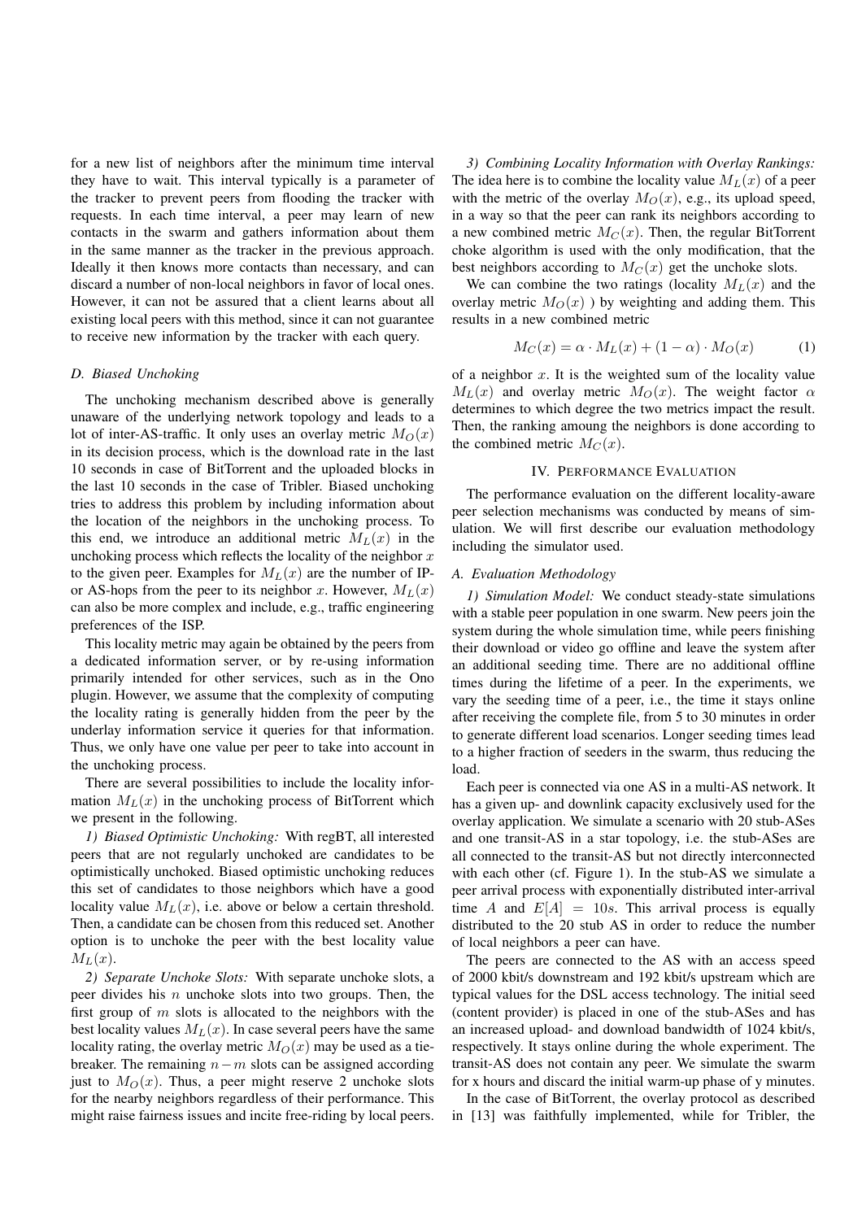for a new list of neighbors after the minimum time interval they have to wait. This interval typically is a parameter of the tracker to prevent peers from flooding the tracker with requests. In each time interval, a peer may learn of new contacts in the swarm and gathers information about them in the same manner as the tracker in the previous approach. Ideally it then knows more contacts than necessary, and can discard a number of non-local neighbors in favor of local ones. However, it can not be assured that a client learns about all existing local peers with this method, since it can not guarantee to receive new information by the tracker with each query.

### D. Biased Unchoking

The unchoking mechanism described above is generally unaware of the underlying network topology and leads to a lot of inter-AS-traffic. It only uses an overlay metric $M_O(x)$ in its decision process, which is the download rate in the last 10 seconds in case of BitTorrent and the uploaded blocks in the last 10 seconds in the case of Tribler. Biased unchoking tries to address this problem by including information about the location of the neighbors in the unchoking process. To this end, we introduce an additional metric $M_L(x)$ in the unchoking process which reflects the locality of the neighbor $x$ to the given peer. Examples for $M_L(x)$ are the number of IP- or AS-hops from the peer to its neighbor $x$. However, $M_L(x)$ can also be more complex and include, e.g., traffic engineering preferences of the ISP.

This locality metric may again be obtained by the peers from a dedicated information server, or by re-using information primarily intended for other services, such as in the Ono plugin. However, we assume that the complexity of computing the locality rating is generally hidden from the peer by the underlay information service it queries for that information. Thus, we only have one value per peer to take into account in the unchoking process.

There are several possibilities to include the locality information $M_L(x)$ in the unchoking process of BitTorrent which we present in the following.

*1) Biased Optimistic Unchoking:* With regBT, all interested peers that are not regularly unchoked are candidates to be optimistically unchoked. Biased optimistic unchoking reduces this set of candidates to those neighbors which have a good locality value $M_L(x)$, i.e. above or below a certain threshold. Then, a candidate can be chosen from this reduced set. Another option is to unchoke the peer with the best locality value $M_L(x)$.

*2) Separate Unchoke Slots:* With separate unchoke slots, a peer divides his $n$ unchoke slots into two groups. Then, the first group of $m$ slots is allocated to the neighbors with the best locality values $M_L(x)$. In case several peers have the same locality rating, the overlay metric $M_O(x)$ may be used as a tie-breaker. The remaining $n-m$ slots can be assigned according just to $M_O(x)$. Thus, a peer might reserve 2 unchoke slots for the nearby neighbors regardless of their performance. This might raise fairness issues and incite free-riding by local peers.

*3) Combining Locality Information with Overlay Rankings:* The idea here is to combine the locality value $M_L(x)$ of a peer with the metric of the overlay $M_O(x)$, e.g., its upload speed, in a way so that the peer can rank its neighbors according to a new combined metric $M_C(x)$. Then, the regular BitTorrent choke algorithm is used with the only modification, that the best neighbors according to $M_C(x)$ get the unchoke slots.

We can combine the two ratings (locality $M_L(x)$ and the overlay metric $M_O(x)$ ) by weighting and adding them. This results in a new combined metric

$$M_C(x) = \alpha \cdot M_L(x) + (1 - \alpha) \cdot M_O(x) \tag{1}$$

of a neighbor $x$. It is the weighted sum of the locality value $M_L(x)$ and overlay metric $M_O(x)$. The weight factor $\alpha$ determines to which degree the two metrics impact the result. Then, the ranking amoung the neighbors is done according to the combined metric $M_C(x)$.

## IV. Performance Evaluation

The performance evaluation on the different locality-aware peer selection mechanisms was conducted by means of simulation. We will first describe our evaluation methodology including the simulator used.

### A. Evaluation Methodology

*1) Simulation Model:* We conduct steady-state simulations with a stable peer population in one swarm. New peers join the system during the whole simulation time, while peers finishing their download or video go offline and leave the system after an additional seeding time. There are no additional offline times during the lifetime of a peer. In the experiments, we vary the seeding time of a peer, i.e., the time it stays online after receiving the complete file, from 5 to 30 minutes in order to generate different load scenarios. Longer seeding times lead to a higher fraction of seeders in the swarm, thus reducing the load.

Each peer is connected via one AS in a multi-AS network. It has a given up- and downlink capacity exclusively used for the overlay application. We simulate a scenario with 20 stub-ASes and one transit-AS in a star topology, i.e. the stub-ASes are all connected to the transit-AS but not directly interconnected with each other (cf. Figure 1). In the stub-AS we simulate a peer arrival process with exponentially distributed inter-arrival time $A$ and $E[A] = 10s$. This arrival process is equally distributed to the 20 stub AS in order to reduce the number of local neighbors a peer can have.

The peers are connected to the AS with an access speed of 2000 kbit/s downstream and 192 kbit/s upstream which are typical values for the DSL access technology. The initial seed (content provider) is placed in one of the stub-ASes and has an increased upload- and download bandwidth of 1024 kbit/s, respectively. It stays online during the whole experiment. The transit-AS does not contain any peer. We simulate the swarm for x hours and discard the initial warm-up phase of y minutes.

In the case of BitTorrent, the overlay protocol as described in [13] was faithfully implemented, while for Tribler, the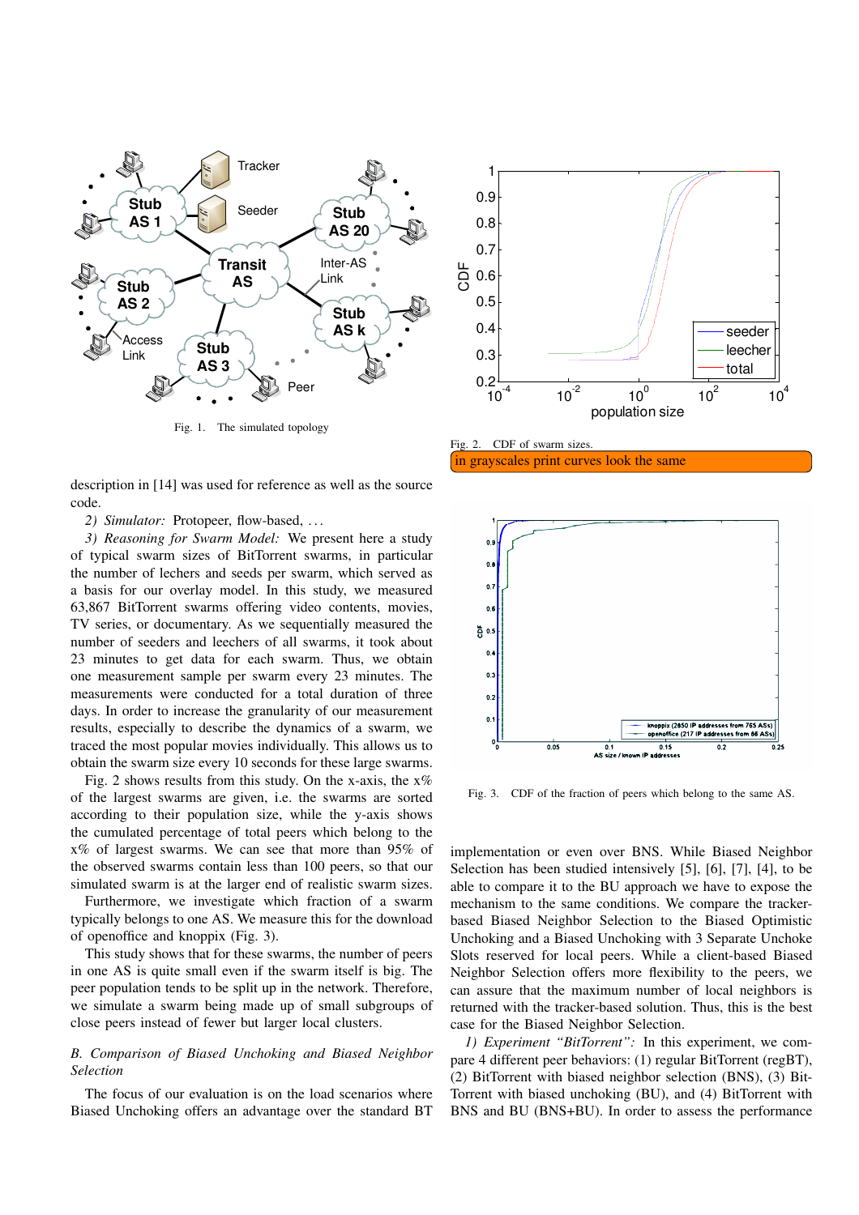Fig. 1. The simulated topology

Fig. 2. CDF of swarm sizes.

in grayscales print curves look the same

Fig. 3. CDF of the fraction of peers which belong to the same AS.

description in [14] was used for reference as well as the source code.

*2) Simulator:* Protopeer, flow-based, ...

*3) Reasoning for Swarm Model:* We present here a study of typical swarm sizes of BitTorrent swarms, in particular the number of lechers and seeds per swarm, which served as a basis for our overlay model. In this study, we measured 63,867 BitTorrent swarms offering video contents, movies, TV series, or documentary. As we sequentially measured the number of seeders and leechers of all swarms, it took about 23 minutes to get data for each swarm. Thus, we obtain one measurement sample per swarm every 23 minutes. The measurements were conducted for a total duration of three days. In order to increase the granularity of our measurement results, especially to describe the dynamics of a swarm, we traced the most popular movies individually. This allows us to obtain the swarm size every 10 seconds for these large swarms.

Fig. 2 shows results from this study. On the x-axis, the x% of the largest swarms are given, i.e. the swarms are sorted according to their population size, while the y-axis shows the cumulated percentage of total peers which belong to the x% of largest swarms. We can see that more than 95% of the observed swarms contain less than 100 peers, so that our simulated swarm is at the larger end of realistic swarm sizes.

Furthermore, we investigate which fraction of a swarm typically belongs to one AS. We measure this for the download of openoffice and knoppix (Fig. 3).

This study shows that for these swarms, the number of peers in one AS is quite small even if the swarm itself is big. The peer population tends to be split up in the network. Therefore, we simulate a swarm being made up of small subgroups of close peers instead of fewer but larger local clusters.

### *B. Comparison of Biased Unchoking and Biased Neighbor Selection*

The focus of our evaluation is on the load scenarios where Biased Unchoking offers an advantage over the standard BT implementation or even over BNS. While Biased Neighbor Selection has been studied intensively [5], [6], [7], [4], to be able to compare it to the BU approach we have to expose the mechanism to the same conditions. We compare the tracker-based Biased Neighbor Selection to the Biased Optimistic Unchoking and a Biased Unchoking with 3 Separate Unchoke Slots reserved for local peers. While a client-based Biased Neighbor Selection offers more flexibility to the peers, we can assure that the maximum number of local neighbors is returned with the tracker-based solution. Thus, this is the best case for the Biased Neighbor Selection.

*1) Experiment "BitTorrent":* In this experiment, we compare 4 different peer behaviors: (1) regular BitTorrent (regBT), (2) BitTorrent with biased neighbor selection (BNS), (3) BitTorrent with biased unchoking (BU), and (4) BitTorrent with BNS and BU (BNS+BU). In order to assess the performance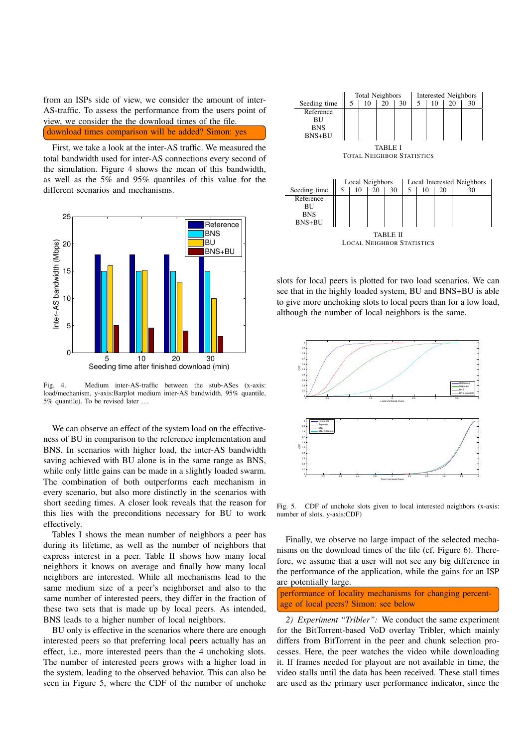from an ISPs side of view, we consider the amount of inter-AS-traffic. To assess the performance from the users point of view, we consider the the download times of the file.

download times comparison will be added? Simon: yes

First, we take a look at the inter-AS traffic. We measured the total bandwidth used for inter-AS connections every second of the simulation. Figure 4 shows the mean of this bandwidth, as well as the 5% and 95% quantiles of this value for the different scenarios and mechanisms.

Fig. 4. Medium inter-AS-traffic between the stub-ASes (x-axis: load/mechanism, y-axis:Barplot medium inter-AS bandwidth, 95% quantile, 5% quantile). To be revised later ...

We can observe an effect of the system load on the effectiveness of BU in comparison to the reference implementation and BNS. In scenarios with higher load, the inter-AS bandwidth saving achieved with BU alone is in the same range as BNS, while only little gains can be made in a slightly loaded swarm. The combination of both outperforms each mechanism in every scenario, but also more distinctly in the scenarios with short seeding times. A closer look reveals that the reason for this lies with the preconditions necessary for BU to work effectively.

Tables I shows the mean number of neighbors a peer has during its lifetime, as well as the number of neighbors that express interest in a peer. Table II shows how many local neighbors it knows on average and finally how many local neighbors are interested. While all mechanisms lead to the same medium size of a peer's neighborset and also to the same number of interested peers, they differ in the fraction of these two sets that is made up by local peers. As intended, BNS leads to a higher number of local neighbors.

BU only is effective in the scenarios where there are enough interested peers so that preferring local peers actually has an effect, i.e., more interested peers than the 4 unchoking slots. The number of interested peers grows with a higher load in the system, leading to the observed behavior. This can also be seen in Figure 5, where the CDF of the number of unchoke

| Seeding time | Total Neighbors 5 | 10 | 20 | 30 | Interested Neighbors 5 | 10 | 20 | 30 |
|---|---|---|---|---|---|---|---|---|
| Reference | | | | | | | | |
| BU | | | | | | | | |
| BNS | | | | | | | | |
| BNS+BU | | | | | | | | |

TABLE I
TOTAL NEIGHBOR STATISTICS

| Seeding time | Local Neighbors 5 | 10 | 20 | 30 | Local Interested Neighbors 5 | 10 | 20 | 30 |
|---|---|---|---|---|---|---|---|---|
| Reference | | | | | | | | |
| BU | | | | | | | | |
| BNS | | | | | | | | |
| BNS+BU | | | | | | | | |

TABLE II
LOCAL NEIGHBOR STATISTICS

slots for local peers is plotted for two load scenarios. We can see that in the highly loaded system, BU and BNS+BU is able to give more unchoking slots to local peers than for a low load, although the number of local neighbors is the same.

Fig. 5. CDF of unchoke slots given to local interested neighbors (x-axis: number of slots, y-axis:CDF)

Finally, we observe no large impact of the selected mechanisms on the download times of the file (cf. Figure 6). Therefore, we assume that a user will not see any big difference in the performance of the application, while the gains for an ISP are potentially large.

performance of locality mechanisms for changing percentage of local peers? Simon: see below

*2) Experiment "Tribler":* We conduct the same experiment for the BitTorrent-based VoD overlay Tribler, which mainly differs from BitTorrent in the peer and chunk selection processes. Here, the peer watches the video while downloading it. If frames needed for playout are not available in time, the video stalls until the data has been received. These stall times are used as the primary user performance indicator, since the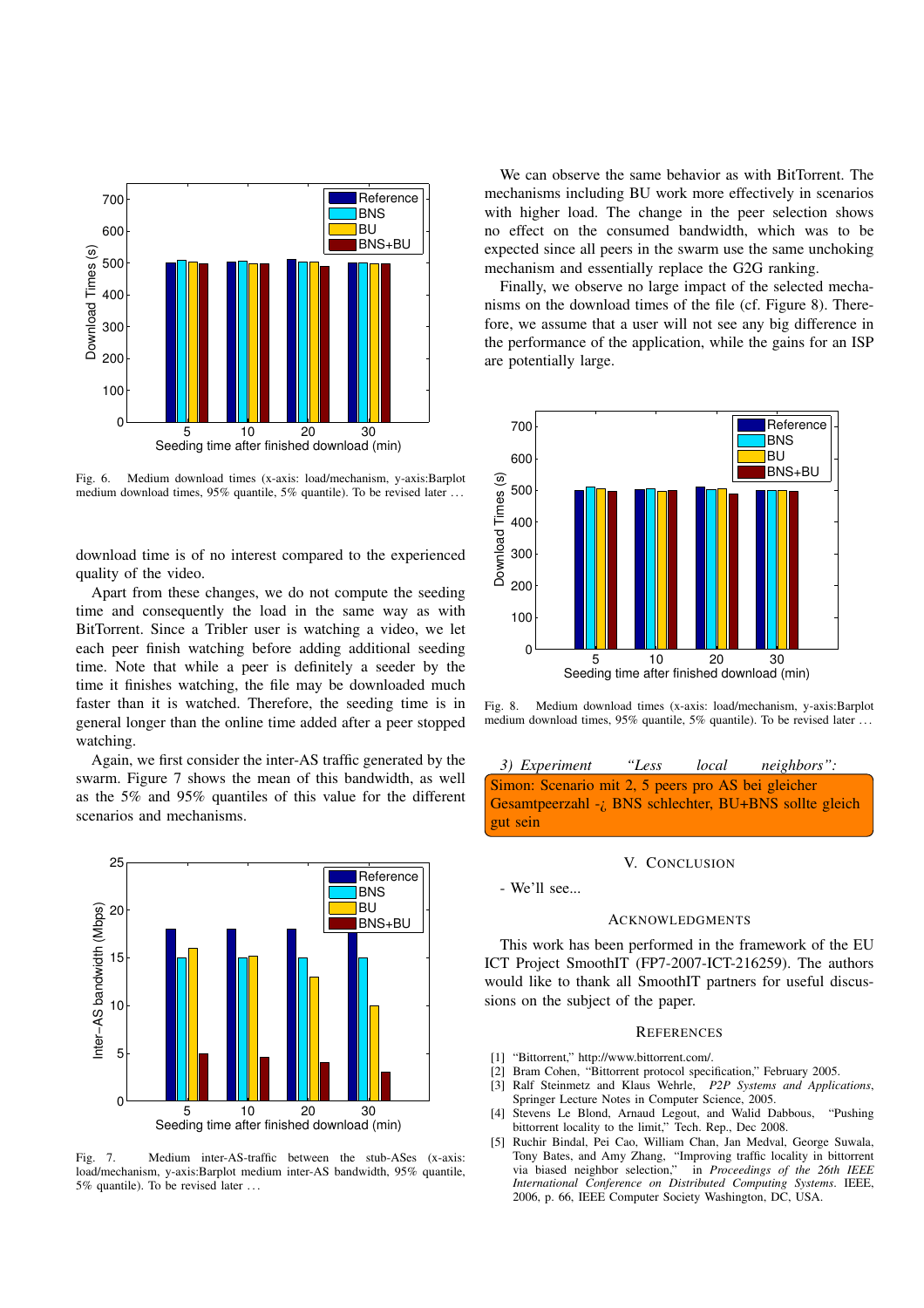Fig. 6. Medium download times (x-axis: load/mechanism, y-axis:Barplot medium download times, 95% quantile, 5% quantile). To be revised later ...

download time is of no interest compared to the experienced quality of the video.

Apart from these changes, we do not compute the seeding time and consequently the load in the same way as with BitTorrent. Since a Tribler user is watching a video, we let each peer finish watching before adding additional seeding time. Note that while a peer is definitely a seeder by the time it finishes watching, the file may be downloaded much faster than it is watched. Therefore, the seeding time is in general longer than the online time added after a peer stopped watching.

Again, we first consider the inter-AS traffic generated by the swarm. Figure 7 shows the mean of this bandwidth, as well as the 5% and 95% quantiles of this value for the different scenarios and mechanisms.

Fig. 7. Medium inter-AS-traffic between the stub-ASes (x-axis: load/mechanism, y-axis:Barplot medium inter-AS bandwidth, 95% quantile, 5% quantile). To be revised later ...

We can observe the same behavior as with BitTorrent. The mechanisms including BU work more effectively in scenarios with higher load. The change in the peer selection shows no effect on the consumed bandwidth, which was to be expected since all peers in the swarm use the same unchoking mechanism and essentially replace the G2G ranking.

Finally, we observe no large impact of the selected mechanisms on the download times of the file (cf. Figure 8). Therefore, we assume that a user will not see any big difference in the performance of the application, while the gains for an ISP are potentially large.

Fig. 8. Medium download times (x-axis: load/mechanism, y-axis:Barplot medium download times, 95% quantile, 5% quantile). To be revised later ...

*3) Experiment "Less local neighbors":*

Simon: Scenario mit 2, 5 peers pro AS bei gleicher Gesamtpeerzahl -¿ BNS schlechter, BU+BNS sollte gleich gut sein

## V. Conclusion

- We'll see...

## Acknowledgments

This work has been performed in the framework of the EU ICT Project SmoothIT (FP7-2007-ICT-216259). The authors would like to thank all SmoothIT partners for useful discussions on the subject of the paper.

## References

[1] "Bittorrent," http://www.bittorrent.com/.

[2] Bram Cohen, "Bittorrent protocol specification," February 2005.

[3] Ralf Steinmetz and Klaus Wehrle, *P2P Systems and Applications*, Springer Lecture Notes in Computer Science, 2005.

[4] Stevens Le Blond, Arnaud Legout, and Walid Dabbous, "Pushing bittorrent locality to the limit," Tech. Rep., Dec 2008.

[5] Ruchir Bindal, Pei Cao, William Chan, Jan Medval, George Suwala, Tony Bates, and Amy Zhang, "Improving traffic locality in bittorrent via biased neighbor selection," in *Proceedings of the 26th IEEE International Conference on Distributed Computing Systems*. IEEE, 2006, p. 66, IEEE Computer Society Washington, DC, USA.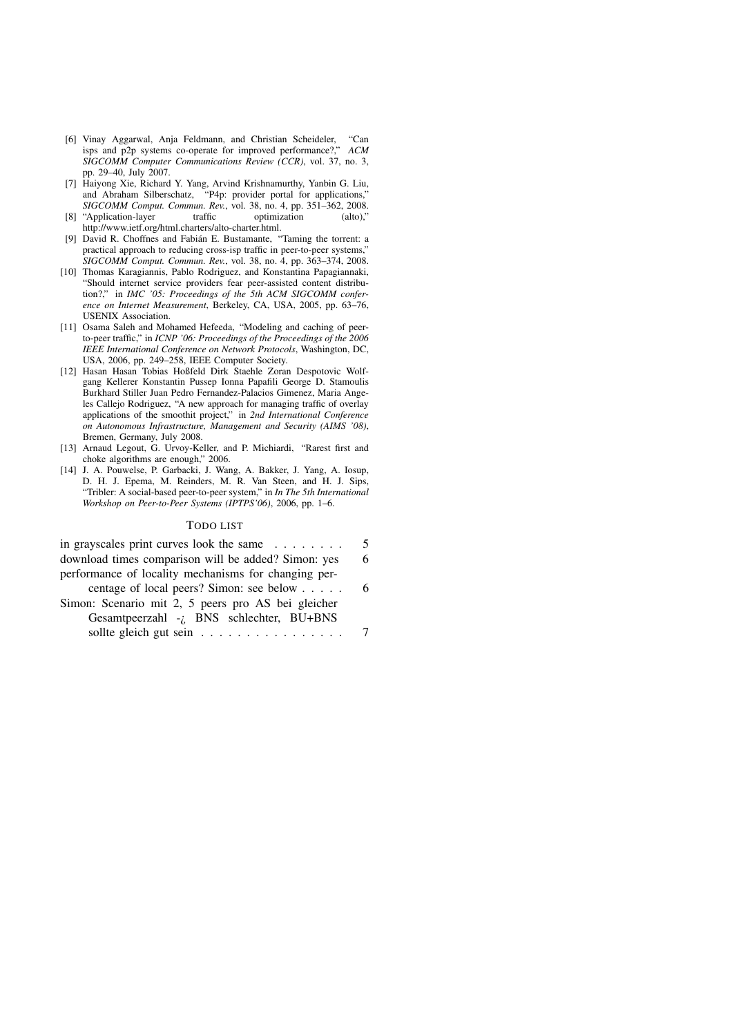[6] Vinay Aggarwal, Anja Feldmann, and Christian Scheideler, "Can isps and p2p systems co-operate for improved performance?," *ACM SIGCOMM Computer Communications Review (CCR)*, vol. 37, no. 3, pp. 29–40, July 2007.

[7] Haiyong Xie, Richard Y. Yang, Arvind Krishnamurthy, Yanbin G. Liu, and Abraham Silberschatz, "P4p: provider portal for applications," *SIGCOMM Comput. Commun. Rev.*, vol. 38, no. 4, pp. 351–362, 2008.

[8] "Application-layer traffic optimization (alto)," http://www.ietf.org/html.charters/alto-charter.html.

[9] David R. Choffnes and Fabián E. Bustamante, "Taming the torrent: a practical approach to reducing cross-isp traffic in peer-to-peer systems," *SIGCOMM Comput. Commun. Rev.*, vol. 38, no. 4, pp. 363–374, 2008.

[10] Thomas Karagiannis, Pablo Rodriguez, and Konstantina Papagiannaki, "Should internet service providers fear peer-assisted content distribution?," in *IMC '05: Proceedings of the 5th ACM SIGCOMM conference on Internet Measurement*, Berkeley, CA, USA, 2005, pp. 63–76, USENIX Association.

[11] Osama Saleh and Mohamed Hefeeda, "Modeling and caching of peer-to-peer traffic," in *ICNP '06: Proceedings of the Proceedings of the 2006 IEEE International Conference on Network Protocols*, Washington, DC, USA, 2006, pp. 249–258, IEEE Computer Society.

[12] Hasan Hasan Tobias Hoßfeld Dirk Staehle Zoran Despotovic Wolfgang Kellerer Konstantin Pussep Ionna Papafili George D. Stamoulis Burkhard Stiller Juan Pedro Fernandez-Palacios Gimenez, Maria Angeles Callejo Rodriguez, "A new approach for managing traffic of overlay applications of the smoothit project," in *2nd International Conference on Autonomous Infrastructure, Management and Security (AIMS '08)*, Bremen, Germany, July 2008.

[13] Arnaud Legout, G. Urvoy-Keller, and P. Michiardi, "Rarest first and choke algorithms are enough," 2006.

[14] J. A. Pouwelse, P. Garbacki, J. Wang, A. Bakker, J. Yang, A. Iosup, D. H. J. Epema, M. Reinders, M. R. Van Steen, and H. J. Sips, "Tribler: A social-based peer-to-peer system," in *In The 5th International Workshop on Peer-to-Peer Systems (IPTPS'06)*, 2006, pp. 1–6.

## TODO LIST

in grayscales print curves look the same . . . . . . . . 5

download times comparison will be added? Simon: yes 6

performance of locality mechanisms for changing percentage of local peers? Simon: see below . . . . . 6

Simon: Scenario mit 2, 5 peers pro AS bei gleicher Gesamtpeerzahl -¿ BNS schlechter, BU+BNS sollte gleich gut sein . . . . . . . . . . . . . . . . 7